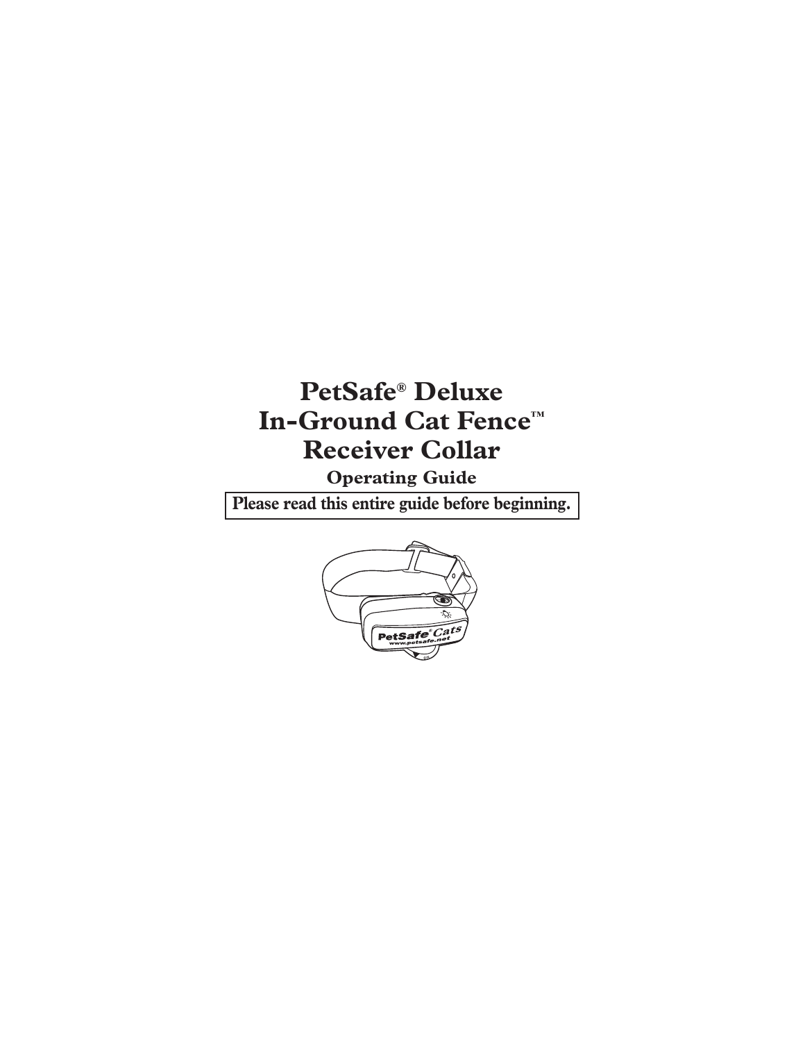# PetSafe® Deluxe In-Ground Cat Fence™ Receiver Collar

## Operating Guide

**Please read this entire guide before beginning.**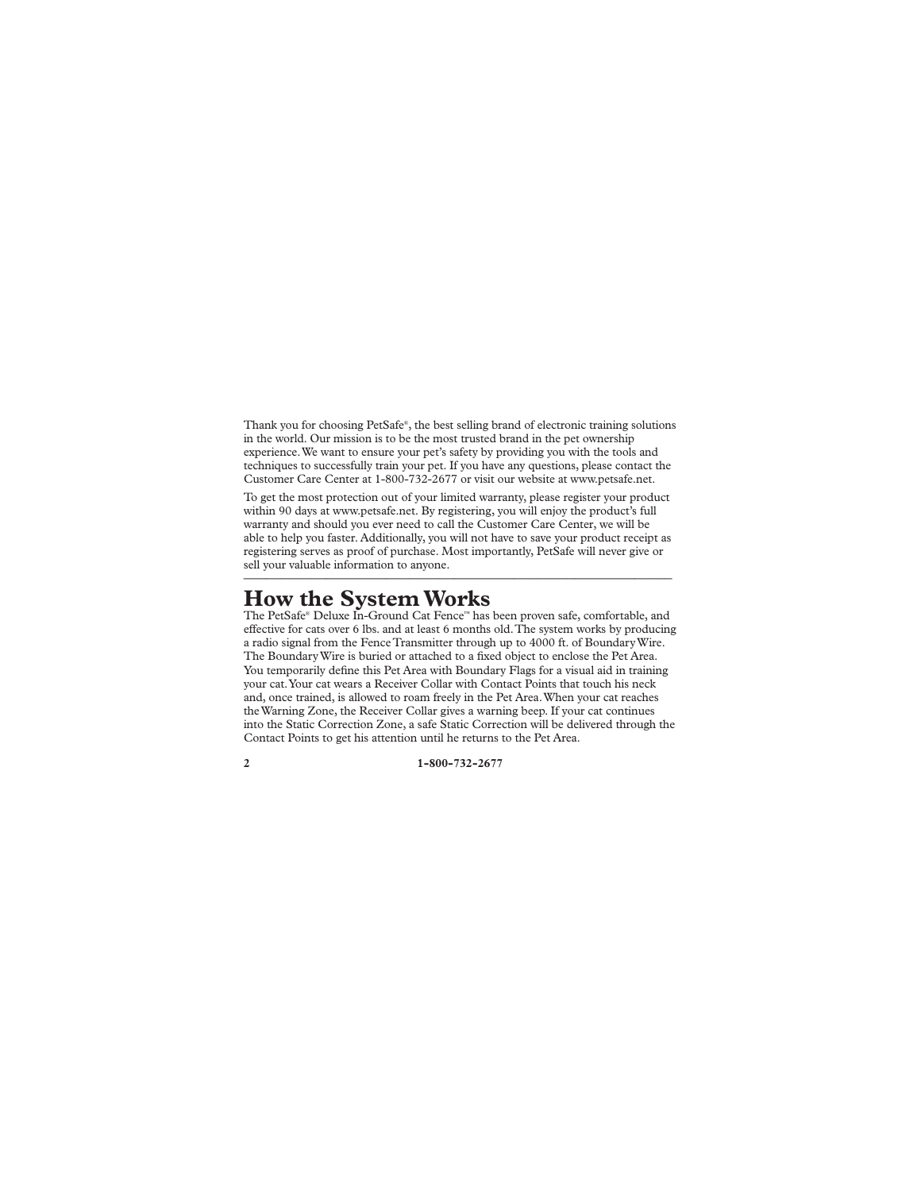Thank you for choosing PetSafe®, the best selling brand of electronic training solutions in the world. Our mission is to be the most trusted brand in the pet ownership experience. We want to ensure your pet's safety by providing you with the tools and techniques to successfully train your pet. If you have any questions, please contact the Customer Care Center at 1-800-732-2677 or visit our website at www.petsafe.net.

To get the most protection out of your limited warranty, please register your product within 90 days at www.petsafe.net. By registering, you will enjoy the product's full warranty and should you ever need to call the Customer Care Center, we will be able to help you faster. Additionally, you will not have to save your product receipt as registering serves as proof of purchase. Most importantly, PetSafe will never give or sell your valuable information to anyone.

---

# How the System Works

The PetSafe® Deluxe In-Ground Cat Fence™ has been proven safe, comfortable, and effective for cats over 6 lbs. and at least 6 months old. The system works by producing a radio signal from the Fence Transmitter through up to 4000 ft. of Boundary Wire. The Boundary Wire is buried or attached to a fixed object to enclose the Pet Area. You temporarily define this Pet Area with Boundary Flags for a visual aid in training your cat. Your cat wears a Receiver Collar with Contact Points that touch his neck and, once trained, is allowed to roam freely in the Pet Area. When your cat reaches the Warning Zone, the Receiver Collar gives a warning beep. If your cat continues into the Static Correction Zone, a safe Static Correction will be delivered through the Contact Points to get his attention until he returns to the Pet Area.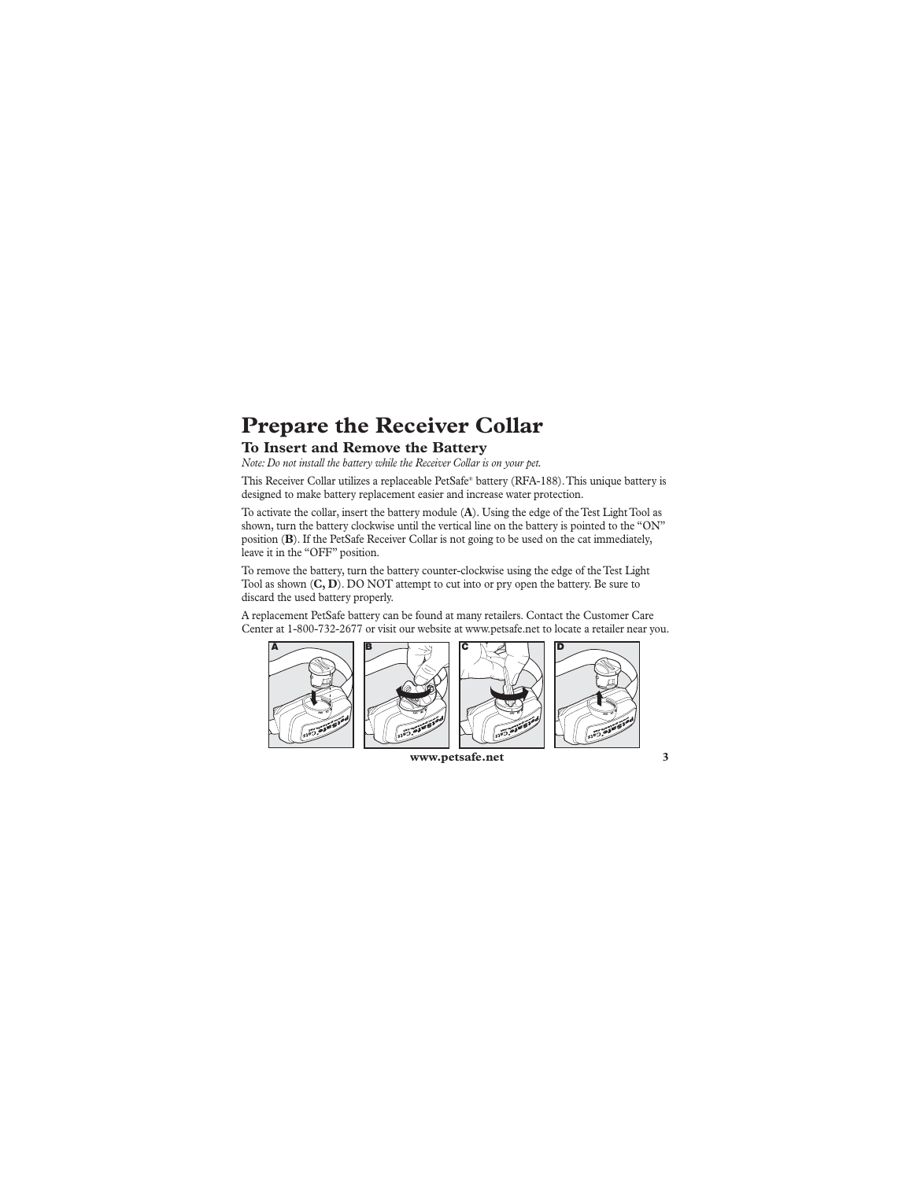# Prepare the Receiver Collar

## To Insert and Remove the Battery

*Note: Do not install the battery while the Receiver Collar is on your pet.*

This Receiver Collar utilizes a replaceable PetSafe® battery (RFA-188). This unique battery is designed to make battery replacement easier and increase water protection.

To activate the collar, insert the battery module (**A**). Using the edge of the Test Light Tool as shown, turn the battery clockwise until the vertical line on the battery is pointed to the "ON" position (**B**). If the PetSafe Receiver Collar is not going to be used on the cat immediately, leave it in the "OFF" position.

To remove the battery, turn the battery counter-clockwise using the edge of the Test Light Tool as shown (**C, D**). DO NOT attempt to cut into or pry open the battery. Be sure to discard the used battery properly.

A replacement PetSafe battery can be found at many retailers. Contact the Customer Care Center at 1-800-732-2677 or visit our website at www.petsafe.net to locate a retailer near you.

A B C D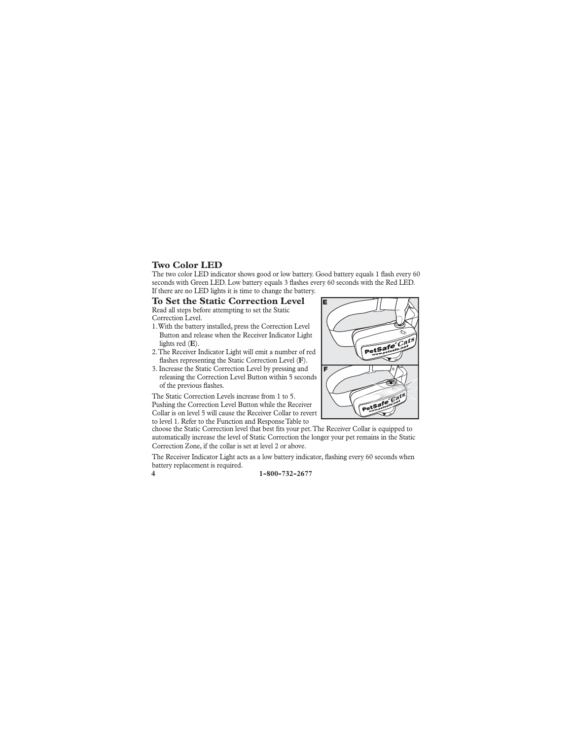## Two Color LED

The two color LED indicator shows good or low battery. Good battery equals 1 flash every 60 seconds with Green LED. Low battery equals 3 flashes every 60 seconds with the Red LED. If there are no LED lights it is time to change the battery.

## To Set the Static Correction Level

Read all steps before attempting to set the Static Correction Level.

1. With the battery installed, press the Correction Level Button and release when the Receiver Indicator Light lights red (**E**).
2. The Receiver Indicator Light will emit a number of red flashes representing the Static Correction Level (**F**).
3. Increase the Static Correction Level by pressing and releasing the Correction Level Button within 5 seconds of the previous flashes.

The Static Correction Levels increase from 1 to 5. Pushing the Correction Level Button while the Receiver Collar is on level 5 will cause the Receiver Collar to revert to level 1. Refer to the Function and Response Table to choose the Static Correction level that best fits your pet. The Receiver Collar is equipped to automatically increase the level of Static Correction the longer your pet remains in the Static Correction Zone, if the collar is set at level 2 or above.

The Receiver Indicator Light acts as a low battery indicator, flashing every 60 seconds when battery replacement is required.

1-800-732-2677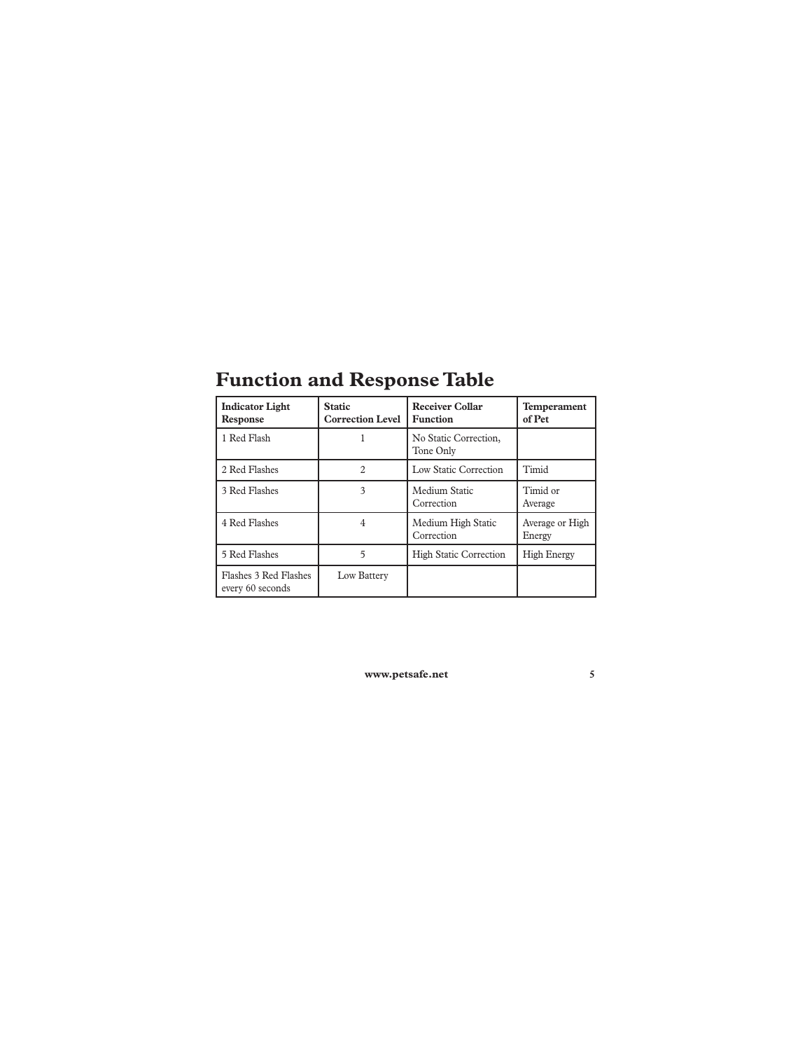# Function and Response Table

| Indicator Light Response | Static Correction Level | Receiver Collar Function | Temperament of Pet |
|---|---|---|---|
| 1 Red Flash | 1 | No Static Correction, Tone Only | |
| 2 Red Flashes | 2 | Low Static Correction | Timid |
| 3 Red Flashes | 3 | Medium Static Correction | Timid or Average |
| 4 Red Flashes | 4 | Medium High Static Correction | Average or High Energy |
| 5 Red Flashes | 5 | High Static Correction | High Energy |
| Flashes 3 Red Flashes every 60 seconds | Low Battery | | |

**www.petsafe.net**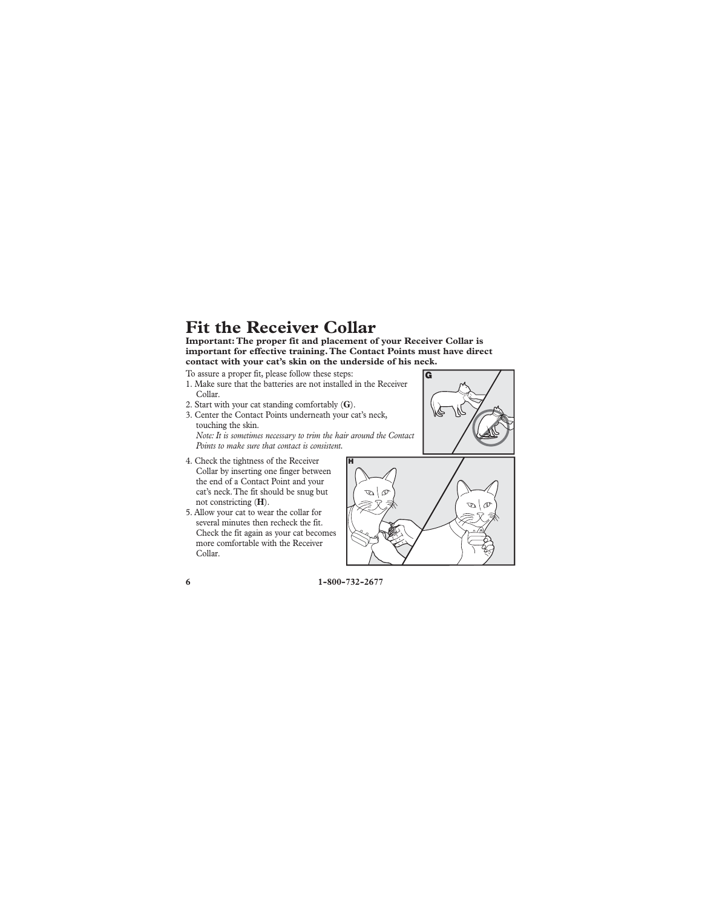# Fit the Receiver Collar

**Important: The proper fit and placement of your Receiver Collar is important for effective training. The Contact Points must have direct contact with your cat's skin on the underside of his neck.**

To assure a proper fit, please follow these steps:

1. Make sure that the batteries are not installed in the Receiver Collar.
2. Start with your cat standing comfortably (**G**).
3. Center the Contact Points underneath your cat's neck, touching the skin.
   *Note: It is sometimes necessary to trim the hair around the Contact Points to make sure that contact is consistent.*
4. Check the tightness of the Receiver Collar by inserting one finger between the end of a Contact Point and your cat's neck. The fit should be snug but not constricting (**H**).
5. Allow your cat to wear the collar for several minutes then recheck the fit. Check the fit again as your cat becomes more comfortable with the Receiver Collar.

1-800-732-2677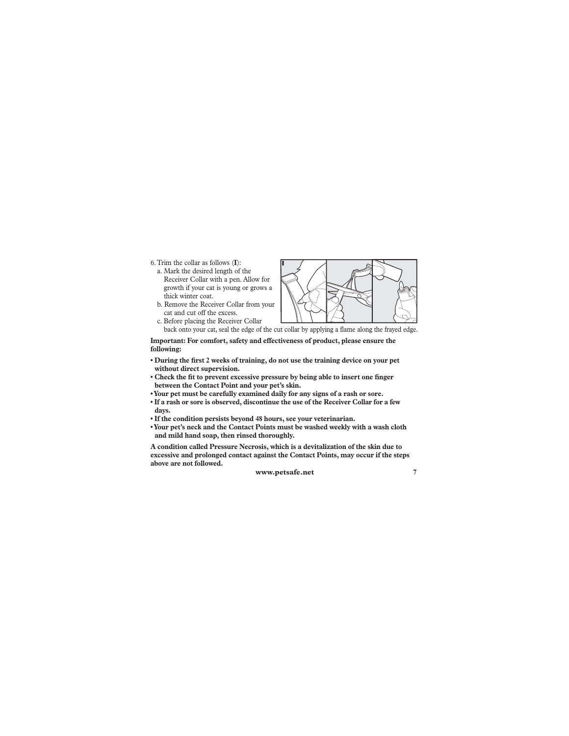6. Trim the collar as follows (**I**):
   a. Mark the desired length of the Receiver Collar with a pen. Allow for growth if your cat is young or grows a thick winter coat.
   b. Remove the Receiver Collar from your cat and cut off the excess.
   c. Before placing the Receiver Collar back onto your cat, seal the edge of the cut collar by applying a flame along the frayed edge.

**Important: For comfort, safety and effectiveness of product, please ensure the following:**

- **During the first 2 weeks of training, do not use the training device on your pet without direct supervision.**
- **Check the fit to prevent excessive pressure by being able to insert one finger between the Contact Point and your pet's skin.**
- **Your pet must be carefully examined daily for any signs of a rash or sore.**
- **If a rash or sore is observed, discontinue the use of the Receiver Collar for a few days.**
- **If the condition persists beyond 48 hours, see your veterinarian.**
- **Your pet's neck and the Contact Points must be washed weekly with a wash cloth and mild hand soap, then rinsed thoroughly.**

**A condition called Pressure Necrosis, which is a devitalization of the skin due to excessive and prolonged contact against the Contact Points, may occur if the steps above are not followed.**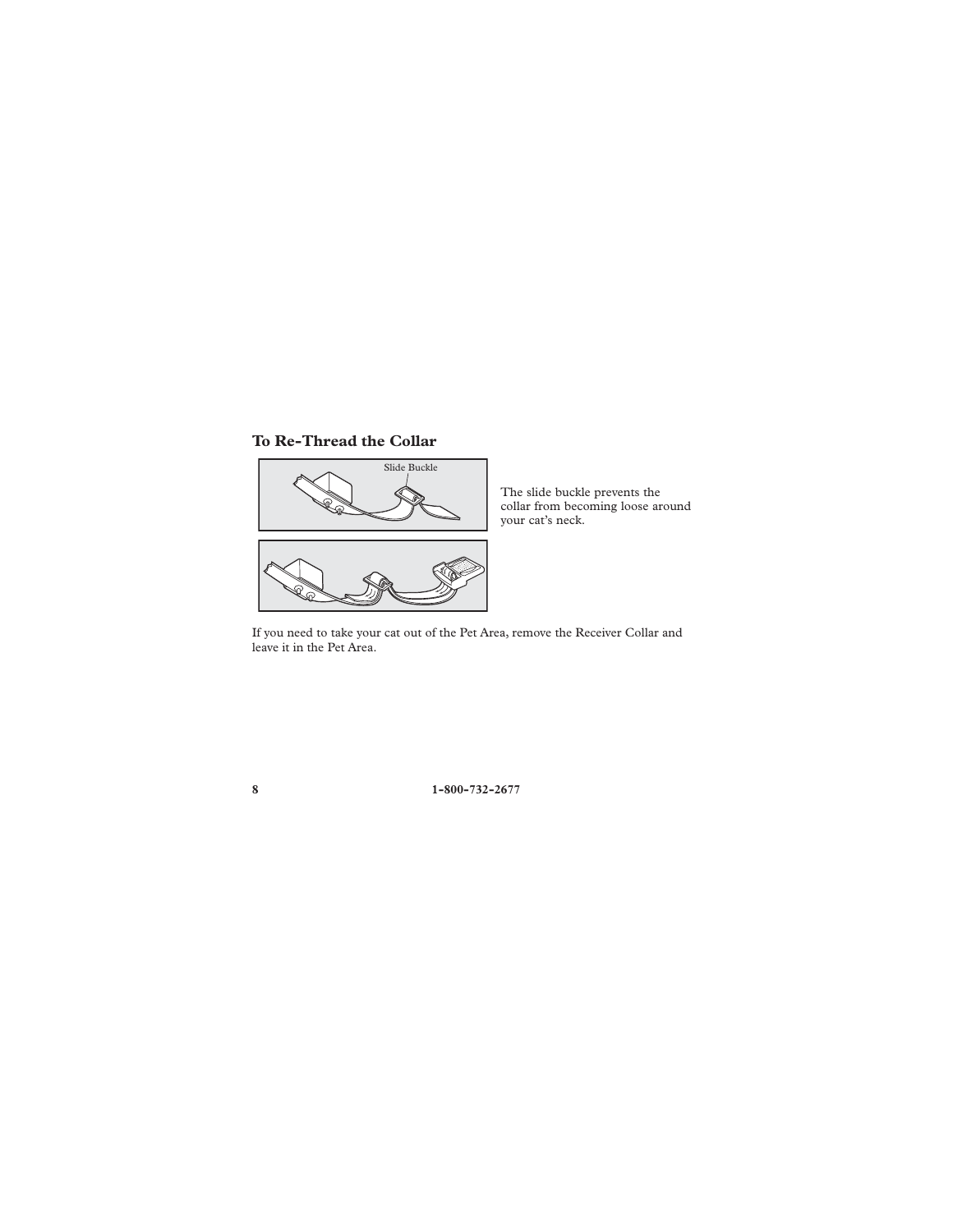### To Re-Thread the Collar

Slide Buckle

The slide buckle prevents the collar from becoming loose around your cat's neck.

If you need to take your cat out of the Pet Area, remove the Receiver Collar and leave it in the Pet Area.

**1-800-732-2677**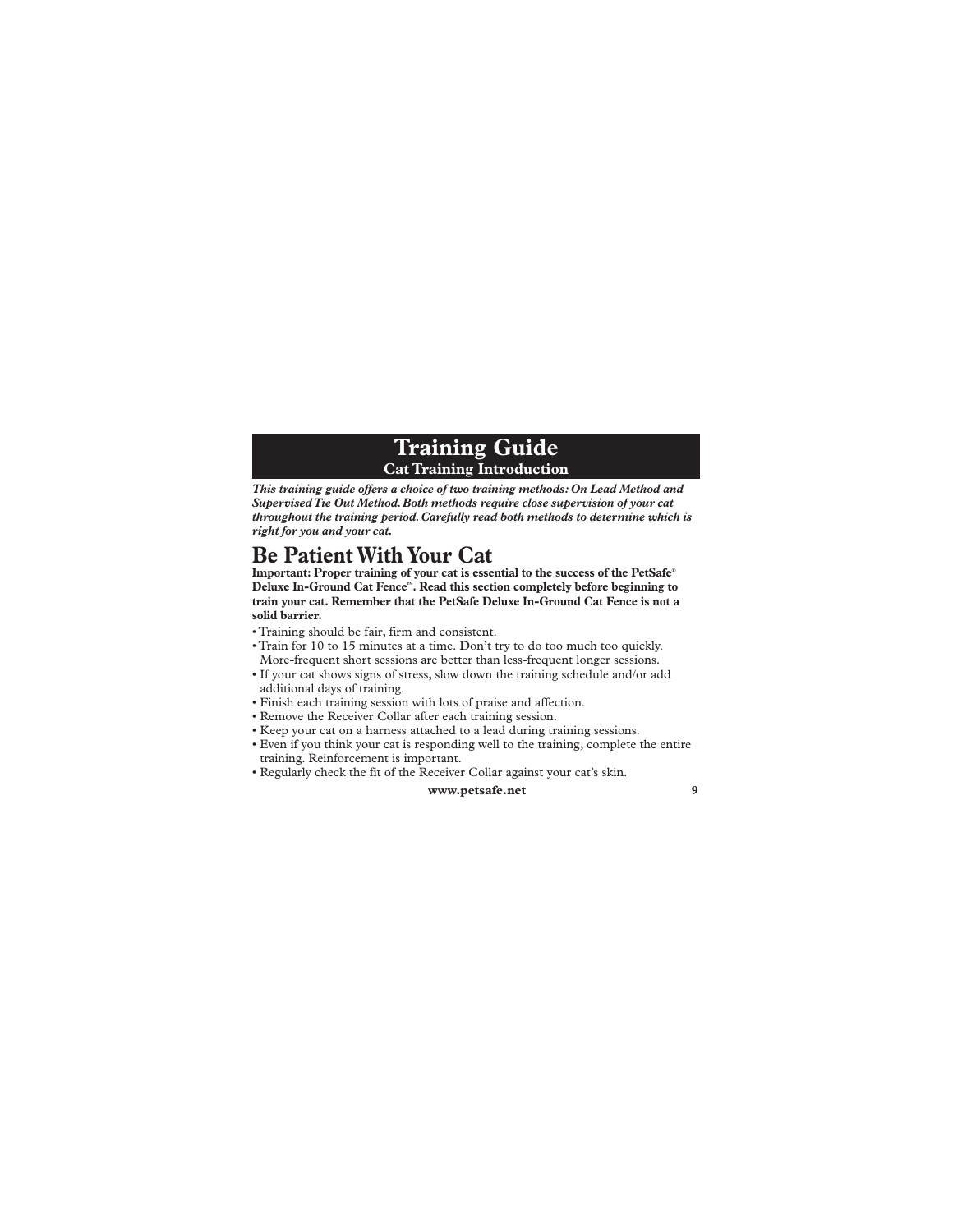# Training Guide

## Cat Training Introduction

***This training guide offers a choice of two training methods: On Lead Method and Supervised Tie Out Method. Both methods require close supervision of your cat throughout the training period. Carefully read both methods to determine which is right for you and your cat.***

## Be Patient With Your Cat

**Important: Proper training of your cat is essential to the success of the PetSafe® Deluxe In-Ground Cat Fence™. Read this section completely before beginning to train your cat. Remember that the PetSafe Deluxe In-Ground Cat Fence is not a solid barrier.**

- Training should be fair, firm and consistent.
- Train for 10 to 15 minutes at a time. Don't try to do too much too quickly. More-frequent short sessions are better than less-frequent longer sessions.
- If your cat shows signs of stress, slow down the training schedule and/or add additional days of training.
- Finish each training session with lots of praise and affection.
- Remove the Receiver Collar after each training session.
- Keep your cat on a harness attached to a lead during training sessions.
- Even if you think your cat is responding well to the training, complete the entire training. Reinforcement is important.
- Regularly check the fit of the Receiver Collar against your cat's skin.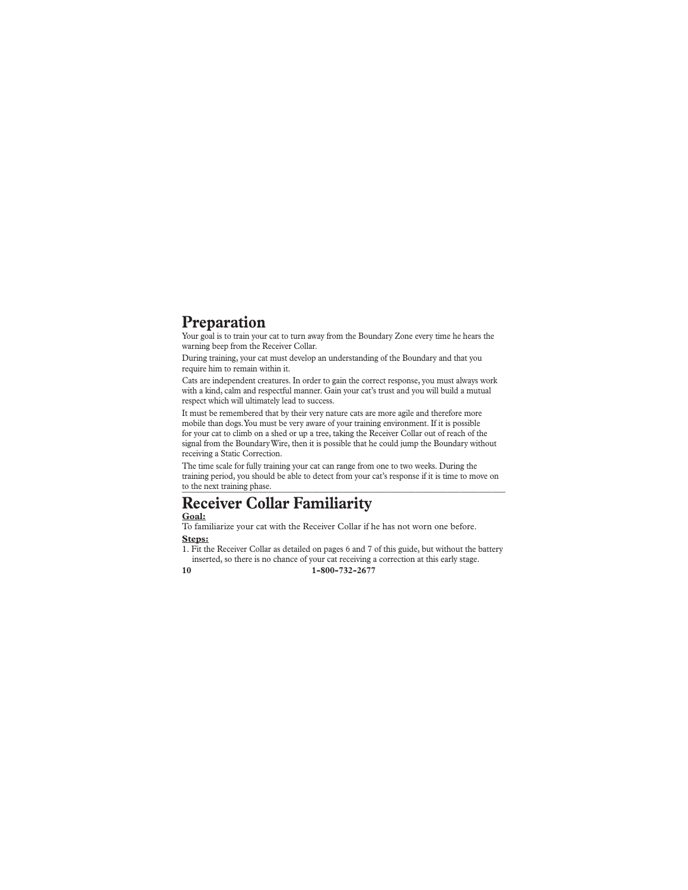# Preparation

Your goal is to train your cat to turn away from the Boundary Zone every time he hears the warning beep from the Receiver Collar.

During training, your cat must develop an understanding of the Boundary and that you require him to remain within it.

Cats are independent creatures. In order to gain the correct response, you must always work with a kind, calm and respectful manner. Gain your cat's trust and you will build a mutual respect which will ultimately lead to success.

It must be remembered that by their very nature cats are more agile and therefore more mobile than dogs. You must be very aware of your training environment. If it is possible for your cat to climb on a shed or up a tree, taking the Receiver Collar out of reach of the signal from the Boundary Wire, then it is possible that he could jump the Boundary without receiving a Static Correction.

The time scale for fully training your cat can range from one to two weeks. During the training period, you should be able to detect from your cat's response if it is time to move on to the next training phase.

# Receiver Collar Familiarity

**Goal:**

To familiarize your cat with the Receiver Collar if he has not worn one before.

**Steps:**

1. Fit the Receiver Collar as detailed on pages 6 and 7 of this guide, but without the battery inserted, so there is no chance of your cat receiving a correction at this early stage.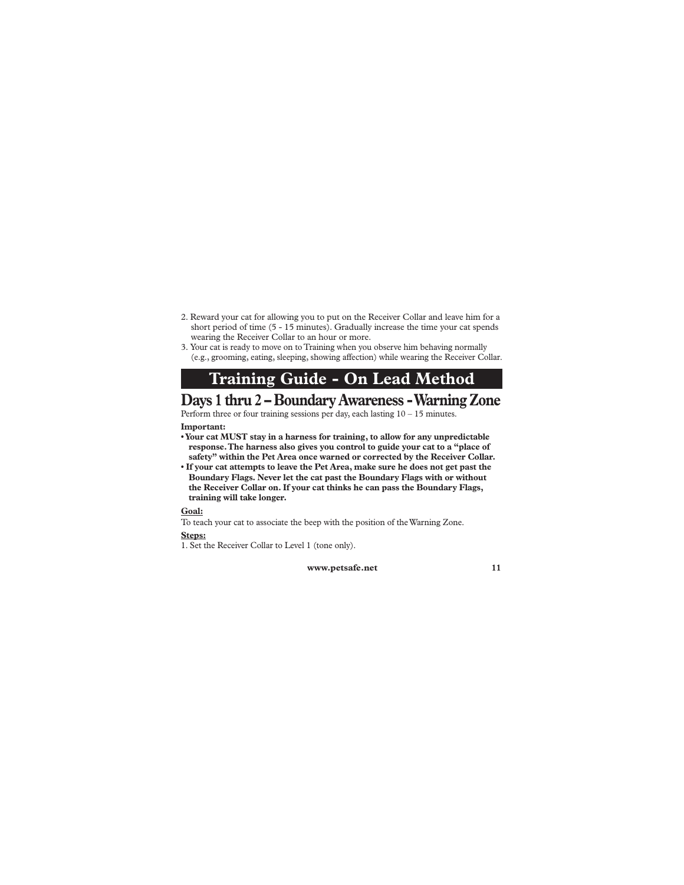2. Reward your cat for allowing you to put on the Receiver Collar and leave him for a short period of time (5 - 15 minutes). Gradually increase the time your cat spends wearing the Receiver Collar to an hour or more.
3. Your cat is ready to move on to Training when you observe him behaving normally (e.g., grooming, eating, sleeping, showing affection) while wearing the Receiver Collar.

# Training Guide - On Lead Method

## Days 1 thru 2 – Boundary Awareness - Warning Zone

Perform three or four training sessions per day, each lasting 10 – 15 minutes.

**Important:**

- **Your cat MUST stay in a harness for training, to allow for any unpredictable response. The harness also gives you control to guide your cat to a "place of safety" within the Pet Area once warned or corrected by the Receiver Collar.**
- **If your cat attempts to leave the Pet Area, make sure he does not get past the Boundary Flags. Never let the cat past the Boundary Flags with or without the Receiver Collar on. If your cat thinks he can pass the Boundary Flags, training will take longer.**

**Goal:**

To teach your cat to associate the beep with the position of the Warning Zone.

**Steps:**

1. Set the Receiver Collar to Level 1 (tone only).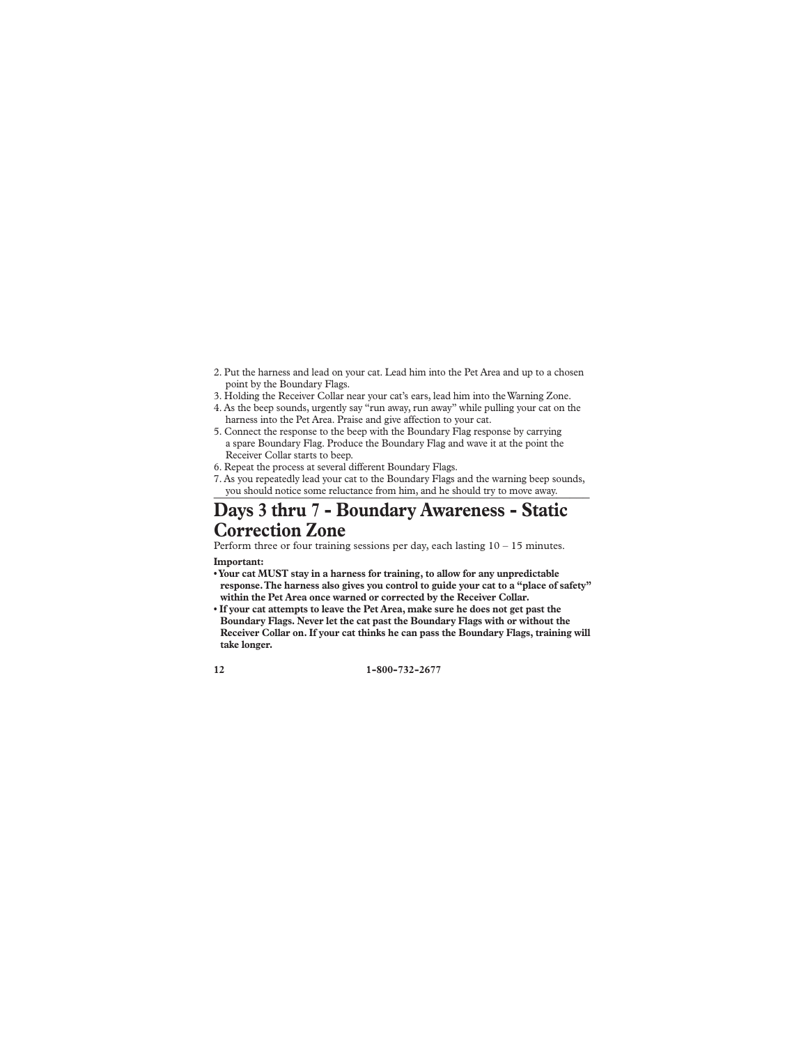2. Put the harness and lead on your cat. Lead him into the Pet Area and up to a chosen point by the Boundary Flags.
3. Holding the Receiver Collar near your cat's ears, lead him into the Warning Zone.
4. As the beep sounds, urgently say "run away, run away" while pulling your cat on the harness into the Pet Area. Praise and give affection to your cat.
5. Connect the response to the beep with the Boundary Flag response by carrying a spare Boundary Flag. Produce the Boundary Flag and wave it at the point the Receiver Collar starts to beep.
6. Repeat the process at several different Boundary Flags.
7. As you repeatedly lead your cat to the Boundary Flags and the warning beep sounds, you should notice some reluctance from him, and he should try to move away.

## Days 3 thru 7 - Boundary Awareness - Static Correction Zone

Perform three or four training sessions per day, each lasting 10 – 15 minutes.

**Important:**

- **Your cat MUST stay in a harness for training, to allow for any unpredictable response. The harness also gives you control to guide your cat to a "place of safety" within the Pet Area once warned or corrected by the Receiver Collar.**
- **If your cat attempts to leave the Pet Area, make sure he does not get past the Boundary Flags. Never let the cat past the Boundary Flags with or without the Receiver Collar on. If your cat thinks he can pass the Boundary Flags, training will take longer.**

1-800-732-2677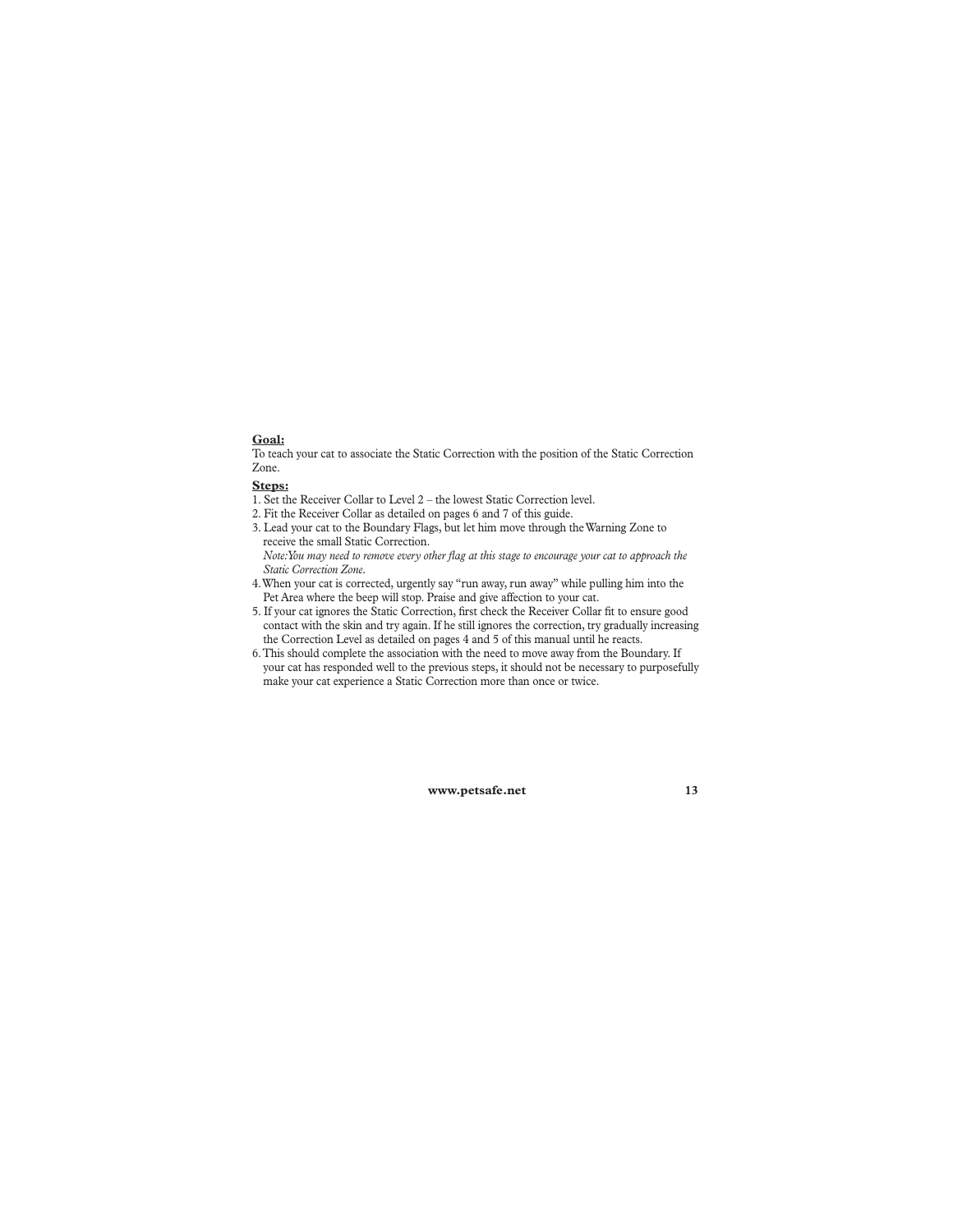**Goal:**

To teach your cat to associate the Static Correction with the position of the Static Correction Zone.

**Steps:**

1. Set the Receiver Collar to Level 2 – the lowest Static Correction level.
2. Fit the Receiver Collar as detailed on pages 6 and 7 of this guide.
3. Lead your cat to the Boundary Flags, but let him move through the Warning Zone to receive the small Static Correction.
   *Note:You may need to remove every other flag at this stage to encourage your cat to approach the Static Correction Zone.*
4. When your cat is corrected, urgently say "run away, run away" while pulling him into the Pet Area where the beep will stop. Praise and give affection to your cat.
5. If your cat ignores the Static Correction, first check the Receiver Collar fit to ensure good contact with the skin and try again. If he still ignores the correction, try gradually increasing the Correction Level as detailed on pages 4 and 5 of this manual until he reacts.
6. This should complete the association with the need to move away from the Boundary. If your cat has responded well to the previous steps, it should not be necessary to purposefully make your cat experience a Static Correction more than once or twice.

**www.petsafe.net**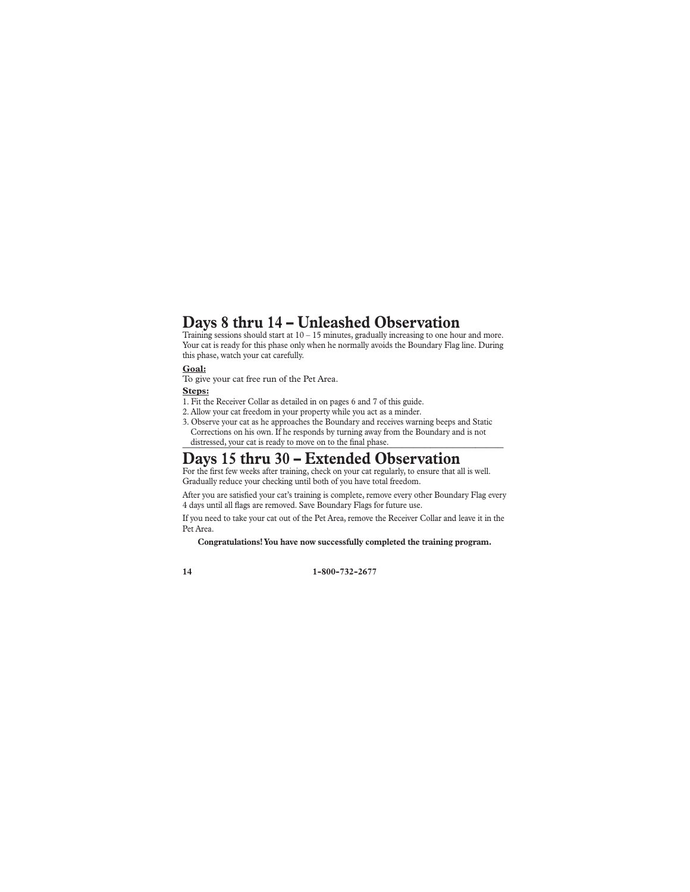## Days 8 thru 14 – Unleashed Observation

Training sessions should start at 10 – 15 minutes, gradually increasing to one hour and more. Your cat is ready for this phase only when he normally avoids the Boundary Flag line. During this phase, watch your cat carefully.

**Goal:**

To give your cat free run of the Pet Area.

**Steps:**

1. Fit the Receiver Collar as detailed in on pages 6 and 7 of this guide.
2. Allow your cat freedom in your property while you act as a minder.
3. Observe your cat as he approaches the Boundary and receives warning beeps and Static Corrections on his own. If he responds by turning away from the Boundary and is not distressed, your cat is ready to move on to the final phase.

## Days 15 thru 30 – Extended Observation

For the first few weeks after training, check on your cat regularly, to ensure that all is well. Gradually reduce your checking until both of you have total freedom.

After you are satisfied your cat's training is complete, remove every other Boundary Flag every 4 days until all flags are removed. Save Boundary Flags for future use.

If you need to take your cat out of the Pet Area, remove the Receiver Collar and leave it in the Pet Area.

**Congratulations! You have now successfully completed the training program.**

**1-800-732-2677**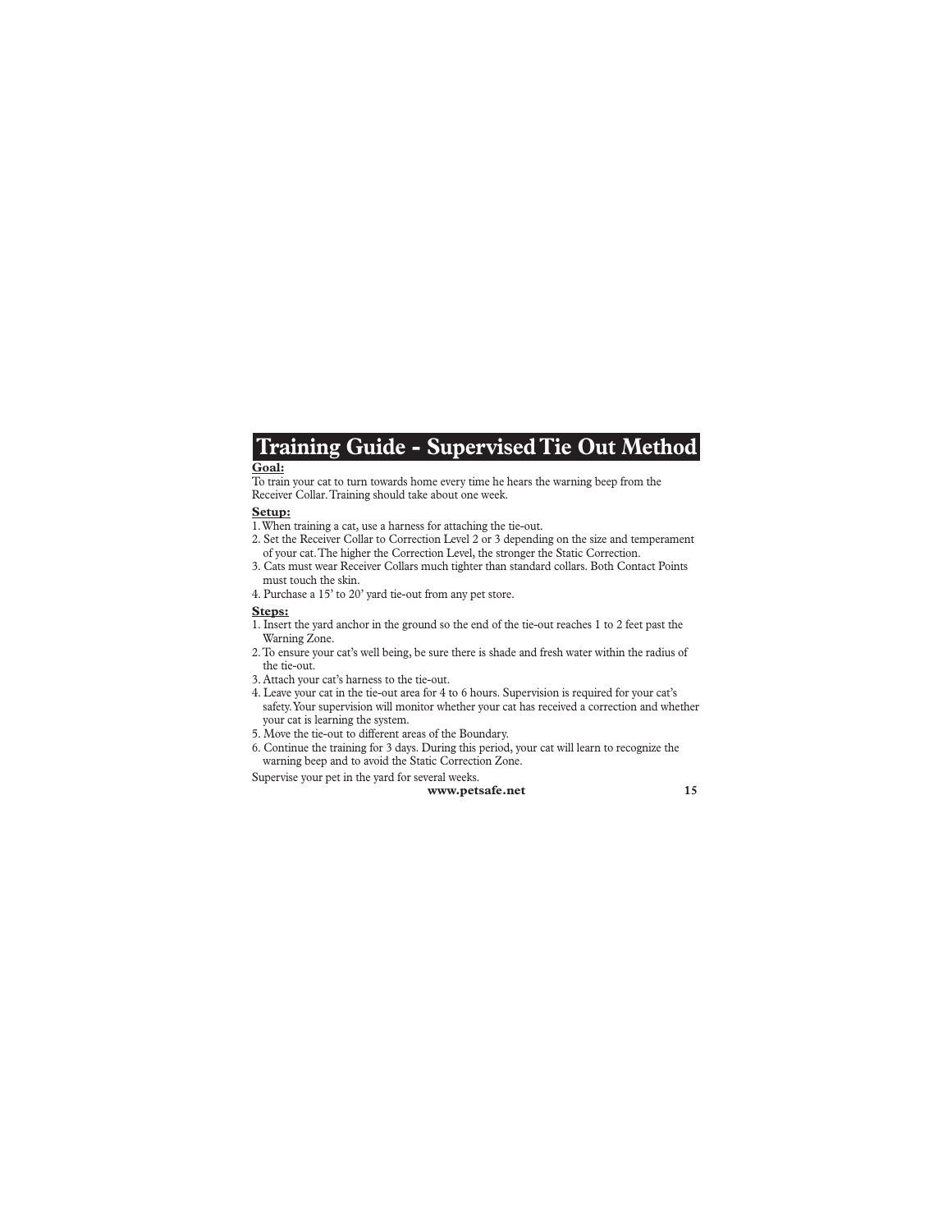# Training Guide - Supervised Tie Out Method

**Goal:**

To train your cat to turn towards home every time he hears the warning beep from the Receiver Collar. Training should take about one week.

**Setup:**

1. When training a cat, use a harness for attaching the tie-out.
2. Set the Receiver Collar to Correction Level 2 or 3 depending on the size and temperament of your cat. The higher the Correction Level, the stronger the Static Correction.
3. Cats must wear Receiver Collars much tighter than standard collars. Both Contact Points must touch the skin.
4. Purchase a 15' to 20' yard tie-out from any pet store.

**Steps:**

1. Insert the yard anchor in the ground so the end of the tie-out reaches 1 to 2 feet past the Warning Zone.
2. To ensure your cat's well being, be sure there is shade and fresh water within the radius of the tie-out.
3. Attach your cat's harness to the tie-out.
4. Leave your cat in the tie-out area for 4 to 6 hours. Supervision is required for your cat's safety. Your supervision will monitor whether your cat has received a correction and whether your cat is learning the system.
5. Move the tie-out to different areas of the Boundary.
6. Continue the training for 3 days. During this period, your cat will learn to recognize the warning beep and to avoid the Static Correction Zone.

Supervise your pet in the yard for several weeks.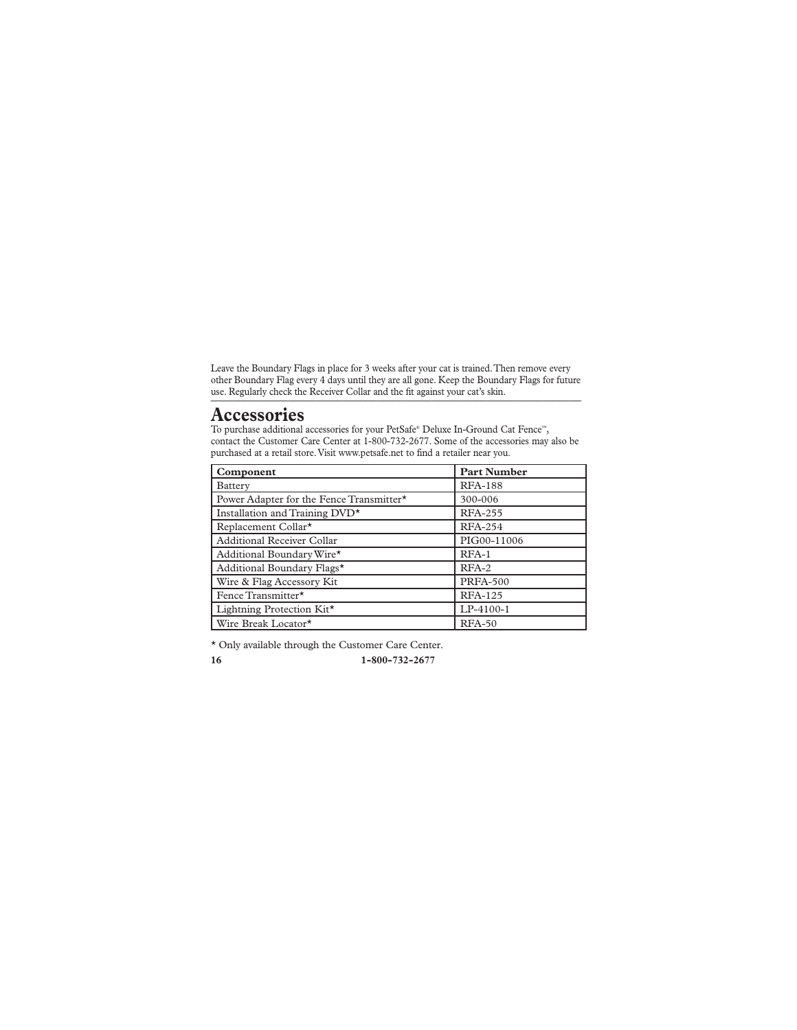Leave the Boundary Flags in place for 3 weeks after your cat is trained. Then remove every other Boundary Flag every 4 days until they are all gone. Keep the Boundary Flags for future use. Regularly check the Receiver Collar and the fit against your cat's skin.

# Accessories

To purchase additional accessories for your PetSafe® Deluxe In-Ground Cat Fence™, contact the Customer Care Center at 1-800-732-2677. Some of the accessories may also be purchased at a retail store. Visit www.petsafe.net to find a retailer near you.

| Component | Part Number |
|---|---|
| Battery | RFA-188 |
| Power Adapter for the Fence Transmitter* | 300-006 |
| Installation and Training DVD* | RFA-255 |
| Replacement Collar* | RFA-254 |
| Additional Receiver Collar | PIG00-11006 |
| Additional Boundary Wire* | RFA-1 |
| Additional Boundary Flags* | RFA-2 |
| Wire & Flag Accessory Kit | PRFA-500 |
| Fence Transmitter* | RFA-125 |
| Lightning Protection Kit* | LP-4100-1 |
| Wire Break Locator* | RFA-50 |

* Only available through the Customer Care Center.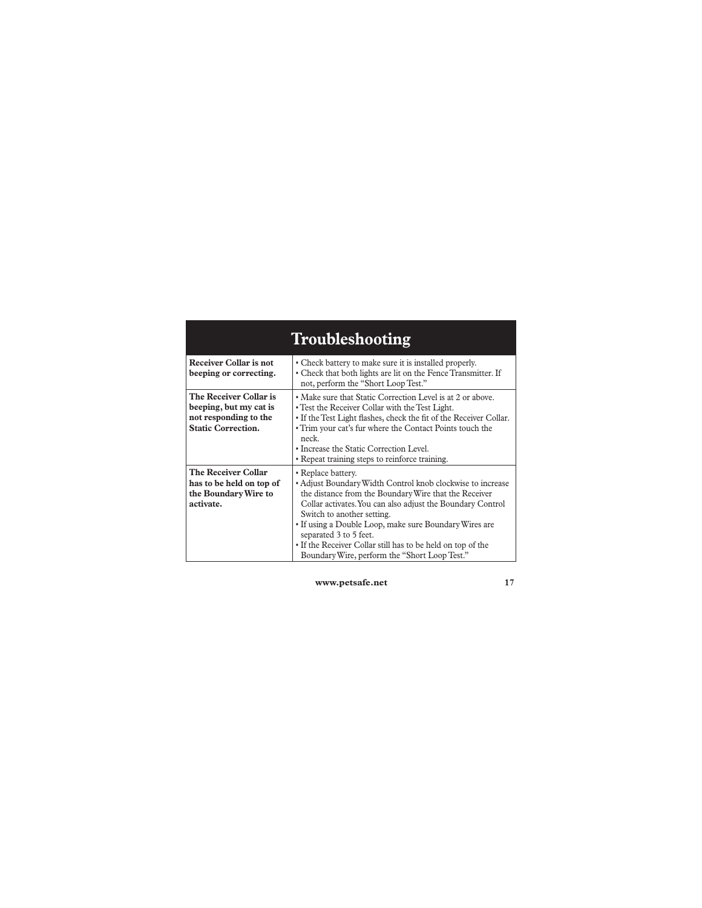## Troubleshooting

| Problem | Solution |
|---|---|
| **Receiver Collar is not beeping or correcting.** | • Check battery to make sure it is installed properly.<br>• Check that both lights are lit on the Fence Transmitter. If not, perform the "Short Loop Test." |
| **The Receiver Collar is beeping, but my cat is not responding to the Static Correction.** | • Make sure that Static Correction Level is at 2 or above.<br>• Test the Receiver Collar with the Test Light.<br>• If the Test Light flashes, check the fit of the Receiver Collar.<br>• Trim your cat's fur where the Contact Points touch the neck.<br>• Increase the Static Correction Level.<br>• Repeat training steps to reinforce training. |
| **The Receiver Collar has to be held on top of the Boundary Wire to activate.** | • Replace battery.<br>• Adjust Boundary Width Control knob clockwise to increase the distance from the Boundary Wire that the Receiver Collar activates. You can also adjust the Boundary Control Switch to another setting.<br>• If using a Double Loop, make sure Boundary Wires are separated 3 to 5 feet.<br>• If the Receiver Collar still has to be held on top of the Boundary Wire, perform the "Short Loop Test." |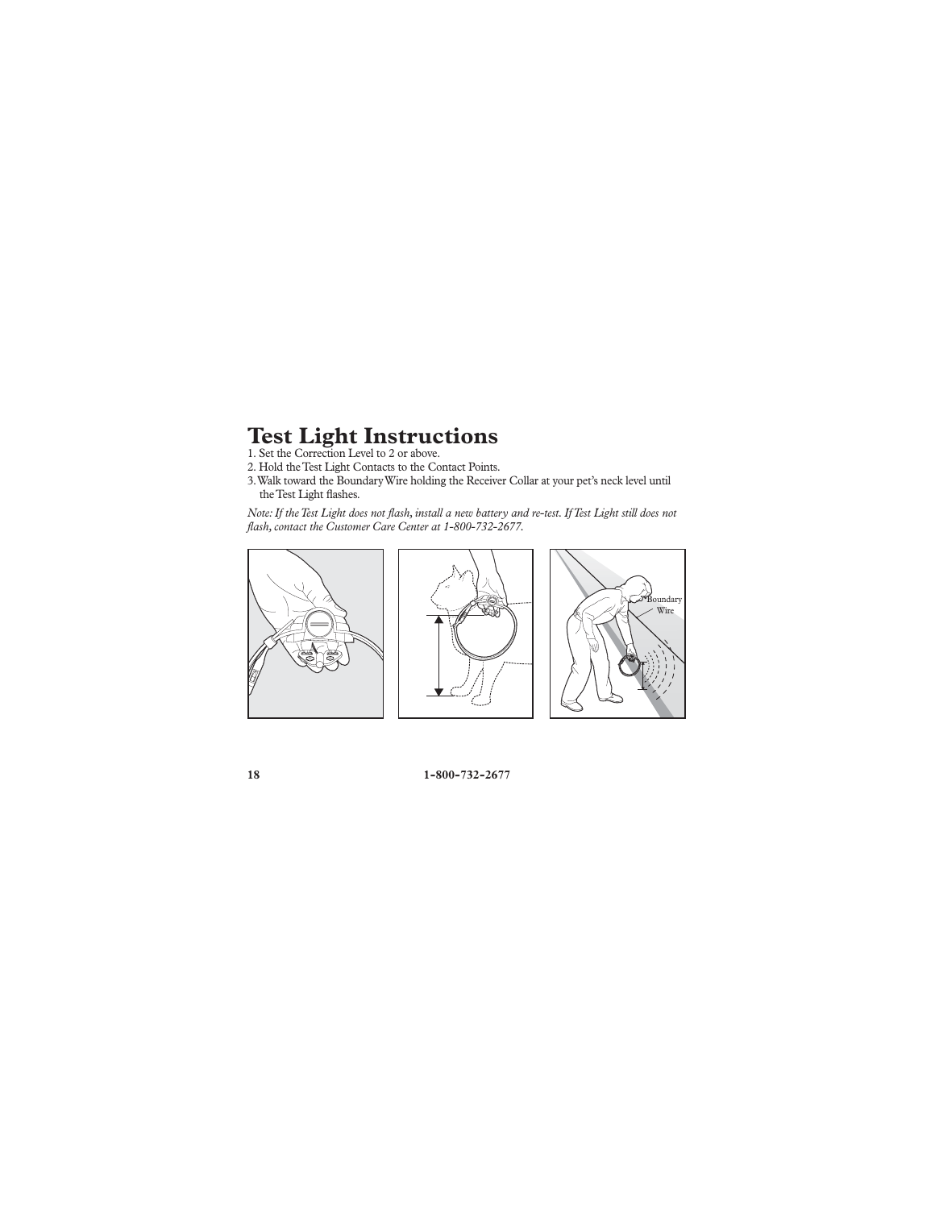# Test Light Instructions

1. Set the Correction Level to 2 or above.
2. Hold the Test Light Contacts to the Contact Points.
3. Walk toward the Boundary Wire holding the Receiver Collar at your pet's neck level until the Test Light flashes.

*Note: If the Test Light does not flash, install a new battery and re-test. If Test Light still does not flash, contact the Customer Care Center at 1-800-732-2677.*

Boundary Wire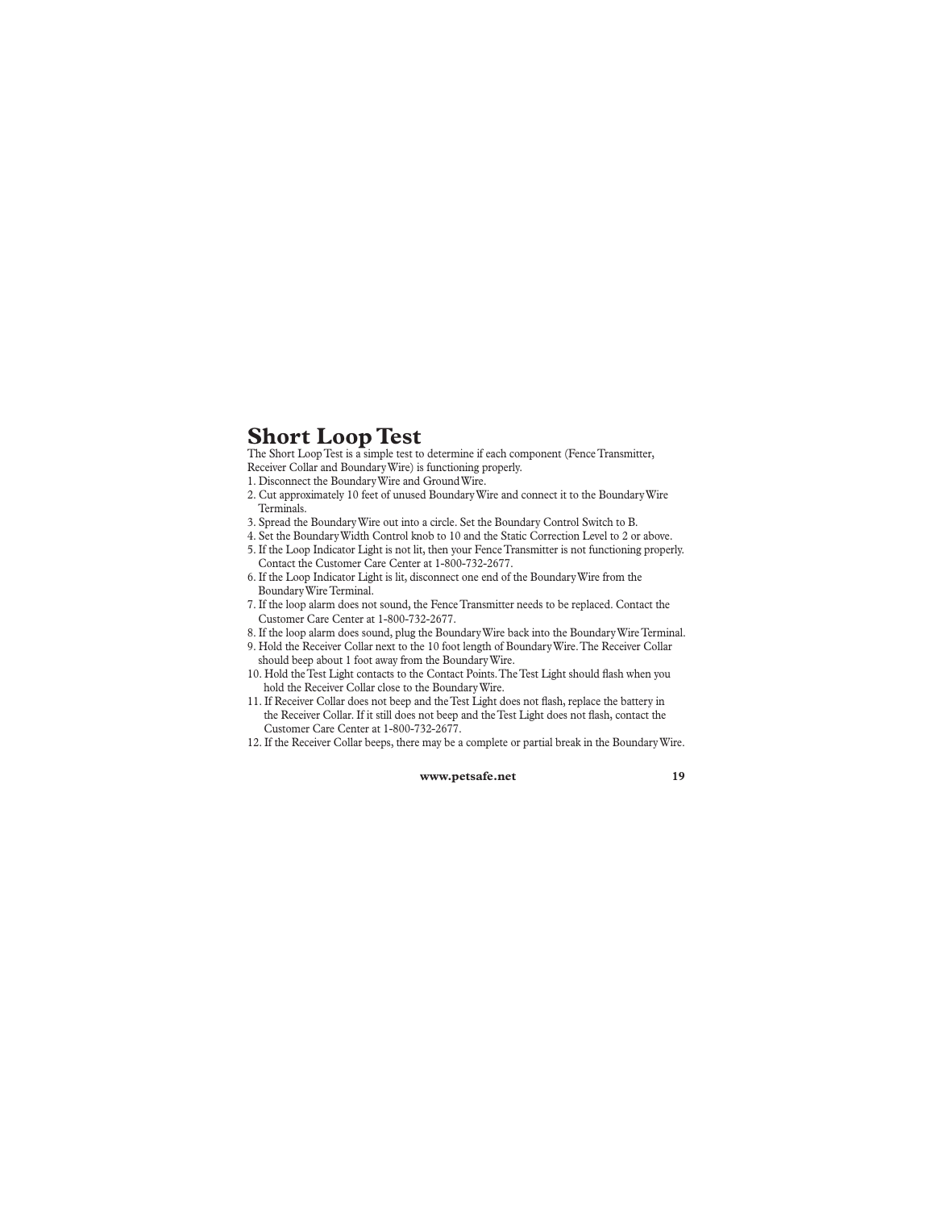# Short Loop Test

The Short Loop Test is a simple test to determine if each component (Fence Transmitter, Receiver Collar and Boundary Wire) is functioning properly.

1. Disconnect the Boundary Wire and Ground Wire.
2. Cut approximately 10 feet of unused Boundary Wire and connect it to the Boundary Wire Terminals.
3. Spread the Boundary Wire out into a circle. Set the Boundary Control Switch to B.
4. Set the Boundary Width Control knob to 10 and the Static Correction Level to 2 or above.
5. If the Loop Indicator Light is not lit, then your Fence Transmitter is not functioning properly. Contact the Customer Care Center at 1-800-732-2677.
6. If the Loop Indicator Light is lit, disconnect one end of the Boundary Wire from the Boundary Wire Terminal.
7. If the loop alarm does not sound, the Fence Transmitter needs to be replaced. Contact the Customer Care Center at 1-800-732-2677.
8. If the loop alarm does sound, plug the Boundary Wire back into the Boundary Wire Terminal.
9. Hold the Receiver Collar next to the 10 foot length of Boundary Wire. The Receiver Collar should beep about 1 foot away from the Boundary Wire.
10. Hold the Test Light contacts to the Contact Points. The Test Light should flash when you hold the Receiver Collar close to the Boundary Wire.
11. If Receiver Collar does not beep and the Test Light does not flash, replace the battery in the Receiver Collar. If it still does not beep and the Test Light does not flash, contact the Customer Care Center at 1-800-732-2677.
12. If the Receiver Collar beeps, there may be a complete or partial break in the Boundary Wire.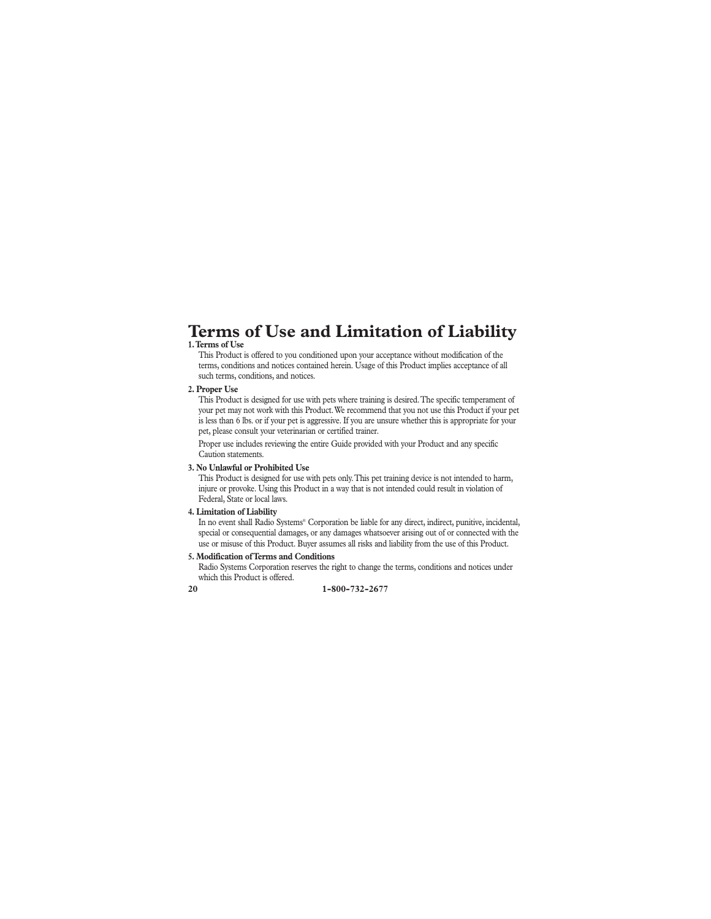# Terms of Use and Limitation of Liability

**1. Terms of Use**

This Product is offered to you conditioned upon your acceptance without modification of the terms, conditions and notices contained herein. Usage of this Product implies acceptance of all such terms, conditions, and notices.

**2. Proper Use**

This Product is designed for use with pets where training is desired. The specific temperament of your pet may not work with this Product. We recommend that you not use this Product if your pet is less than 6 lbs. or if your pet is aggressive. If you are unsure whether this is appropriate for your pet, please consult your veterinarian or certified trainer.

Proper use includes reviewing the entire Guide provided with your Product and any specific Caution statements.

**3. No Unlawful or Prohibited Use**

This Product is designed for use with pets only. This pet training device is not intended to harm, injure or provoke. Using this Product in a way that is not intended could result in violation of Federal, State or local laws.

**4. Limitation of Liability**

In no event shall Radio Systems® Corporation be liable for any direct, indirect, punitive, incidental, special or consequential damages, or any damages whatsoever arising out of or connected with the use or misuse of this Product. Buyer assumes all risks and liability from the use of this Product.

**5. Modification of Terms and Conditions**

Radio Systems Corporation reserves the right to change the terms, conditions and notices under which this Product is offered.

**1-800-732-2677**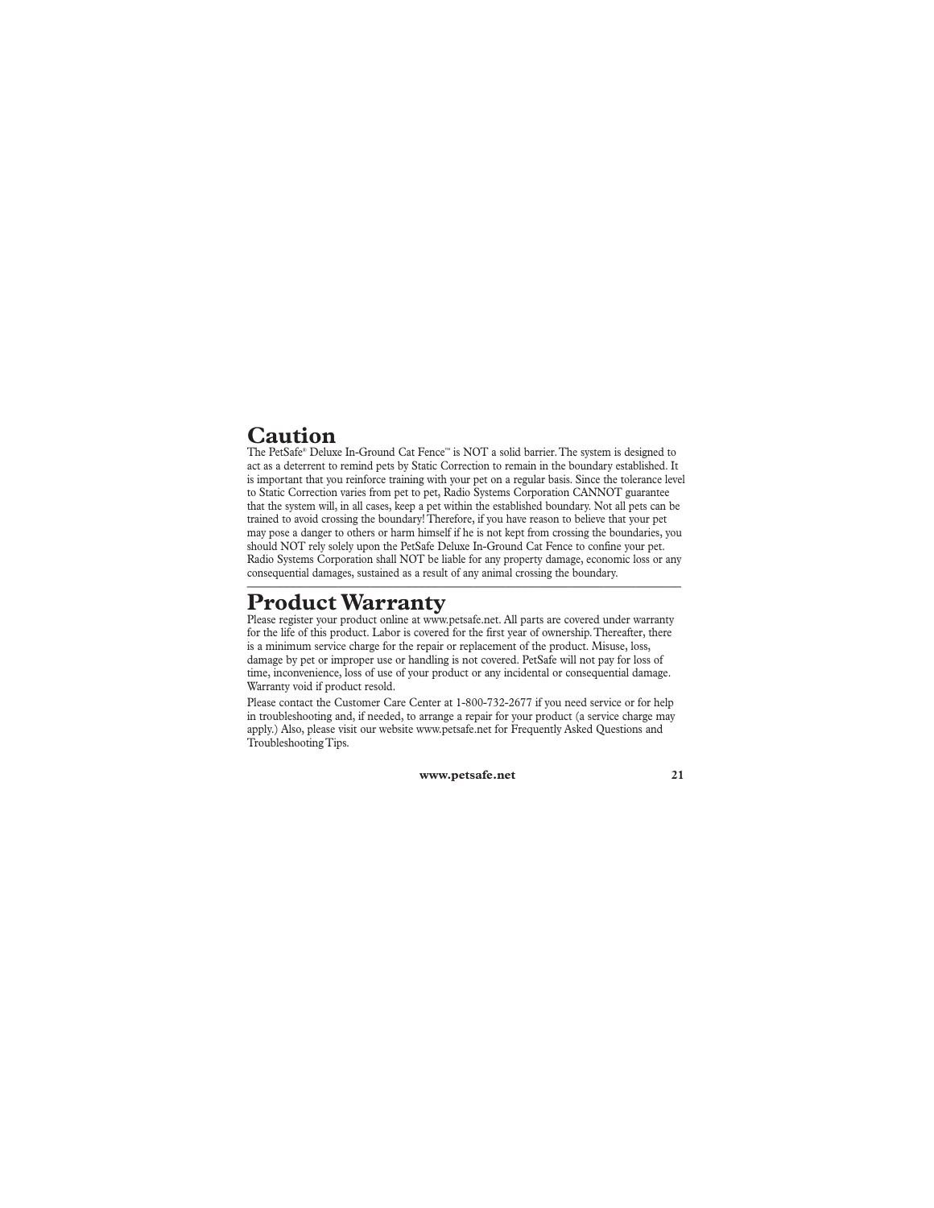## Caution

The PetSafe® Deluxe In-Ground Cat Fence™ is NOT a solid barrier. The system is designed to act as a deterrent to remind pets by Static Correction to remain in the boundary established. It is important that you reinforce training with your pet on a regular basis. Since the tolerance level to Static Correction varies from pet to pet, Radio Systems Corporation CANNOT guarantee that the system will, in all cases, keep a pet within the established boundary. Not all pets can be trained to avoid crossing the boundary! Therefore, if you have reason to believe that your pet may pose a danger to others or harm himself if he is not kept from crossing the boundaries, you should NOT rely solely upon the PetSafe Deluxe In-Ground Cat Fence to confine your pet. Radio Systems Corporation shall NOT be liable for any property damage, economic loss or any consequential damages, sustained as a result of any animal crossing the boundary.

---

## Product Warranty

Please register your product online at www.petsafe.net. All parts are covered under warranty for the life of this product. Labor is covered for the first year of ownership. Thereafter, there is a minimum service charge for the repair or replacement of the product. Misuse, loss, damage by pet or improper use or handling is not covered. PetSafe will not pay for loss of time, inconvenience, loss of use of your product or any incidental or consequential damage. Warranty void if product resold.

Please contact the Customer Care Center at 1-800-732-2677 if you need service or for help in troubleshooting and, if needed, to arrange a repair for your product (a service charge may apply.) Also, please visit our website www.petsafe.net for Frequently Asked Questions and Troubleshooting Tips.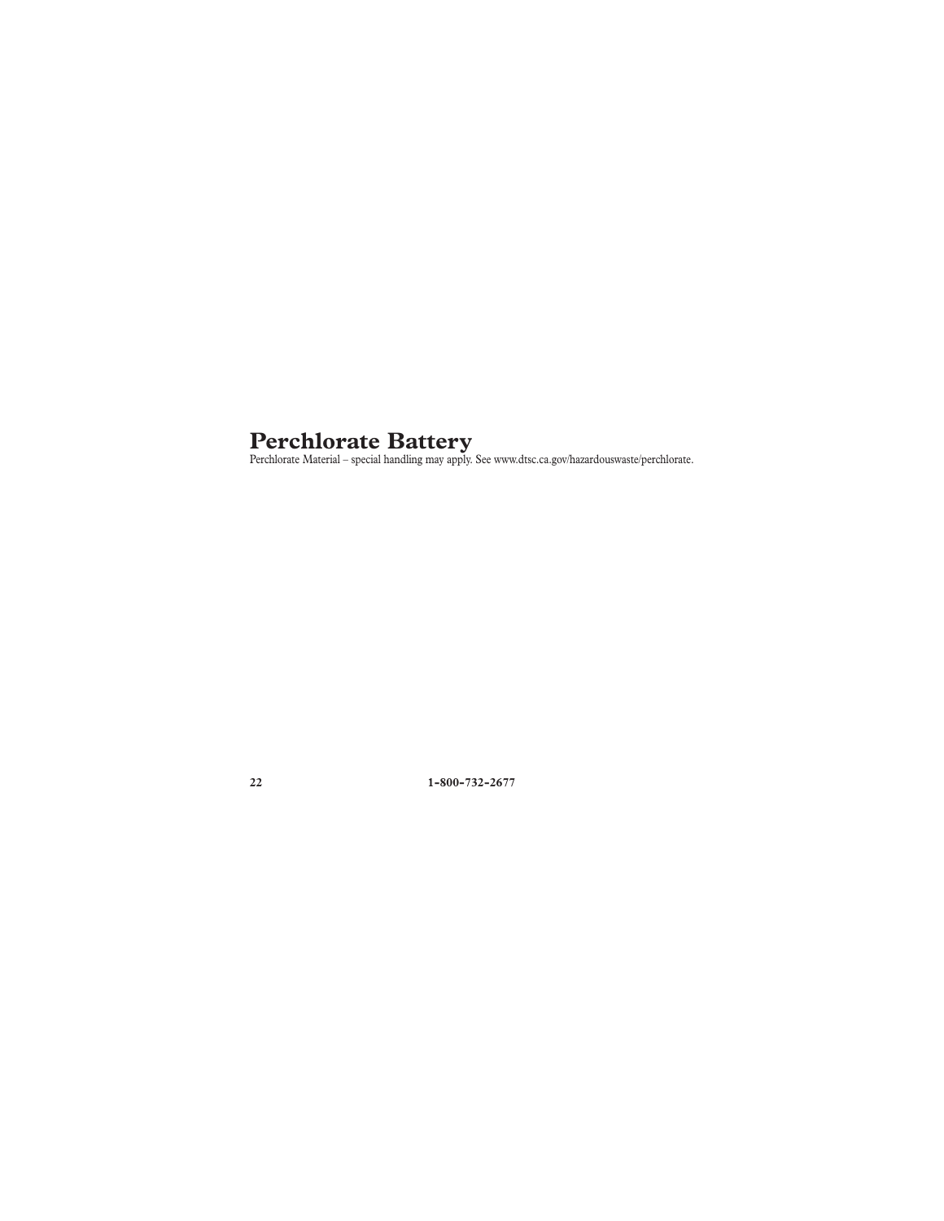## Perchlorate Battery

Perchlorate Material – special handling may apply. See www.dtsc.ca.gov/hazardouswaste/perchlorate.

**1-800-732-2677**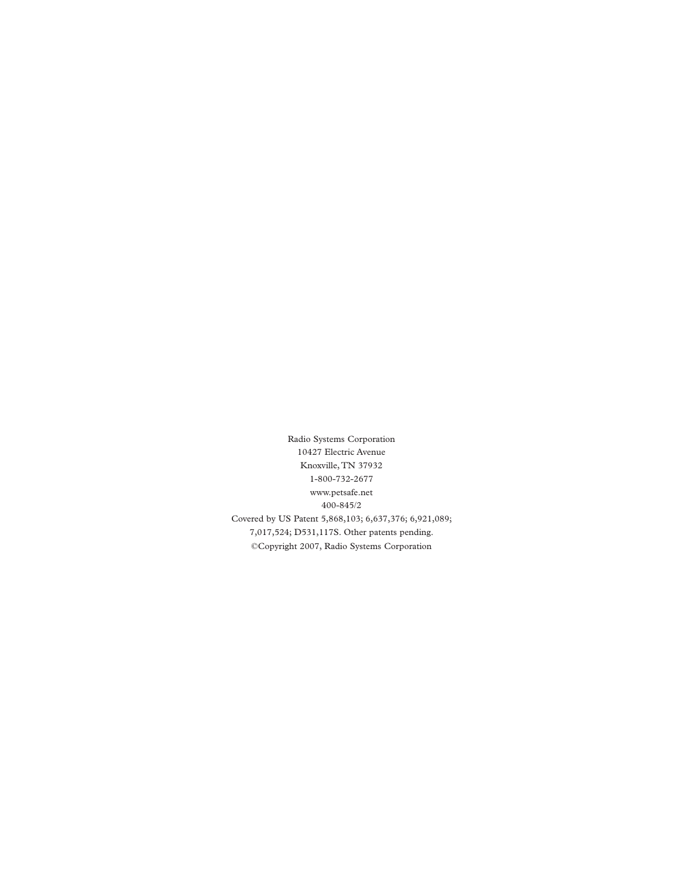Radio Systems Corporation
10427 Electric Avenue
Knoxville, TN 37932
1-800-732-2677
www.petsafe.net
400-845/2
Covered by US Patent 5,868,103; 6,637,376; 6,921,089;
7,017,524; D531,117S. Other patents pending.
©Copyright 2007, Radio Systems Corporation